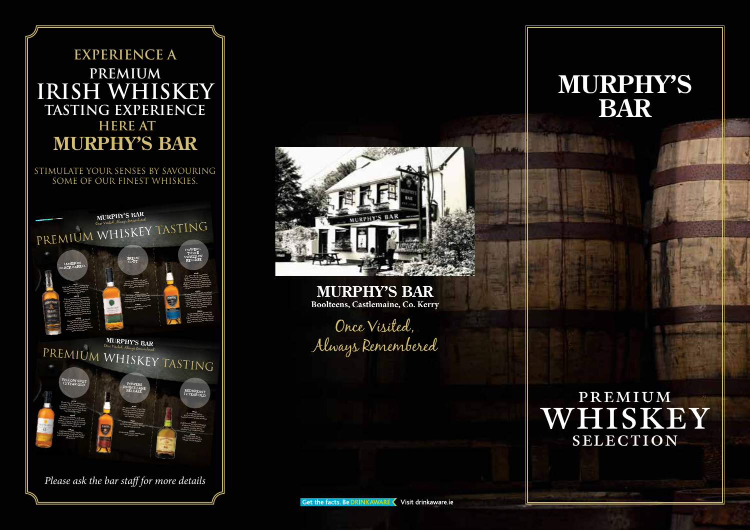# EXPERIENCE A PREMIUM IRISH WHISKEY TASTING EXPERIENCE HERE AT MURPHY'S BAR

STIMULATE YOUR SENSES BY SAVOURING SOME OF OUR FINEST WHISKIES.

**MURPHY'S BAR**
*Once Visited, Always Remembered*

## PREMIUM WHISKEY TASTING

- JAMESON BLACK BARREL
- GREEN SPOT
- POWERS THREE SWALLOW RELEASE

**MURPHY'S BAR**
*Once Visited, Always Remembered*

## PREMIUM WHISKEY TASTING

- YELLOW SPOT 12 YEAR OLD
- POWERS JOHN'S LANE RELEASE
- REDBREAST 12 YEAR OLD

*Please ask the bar staff for more details*

## MURPHY'S BAR

**Boolteens, Castlemaine, Co. Kerry**

*Once Visited, Always Remembered*

Get the facts. Be DRINKAWARE Visit drinkaware.ie

# MURPHY'S BAR

## PREMIUM WHISKEY SELECTION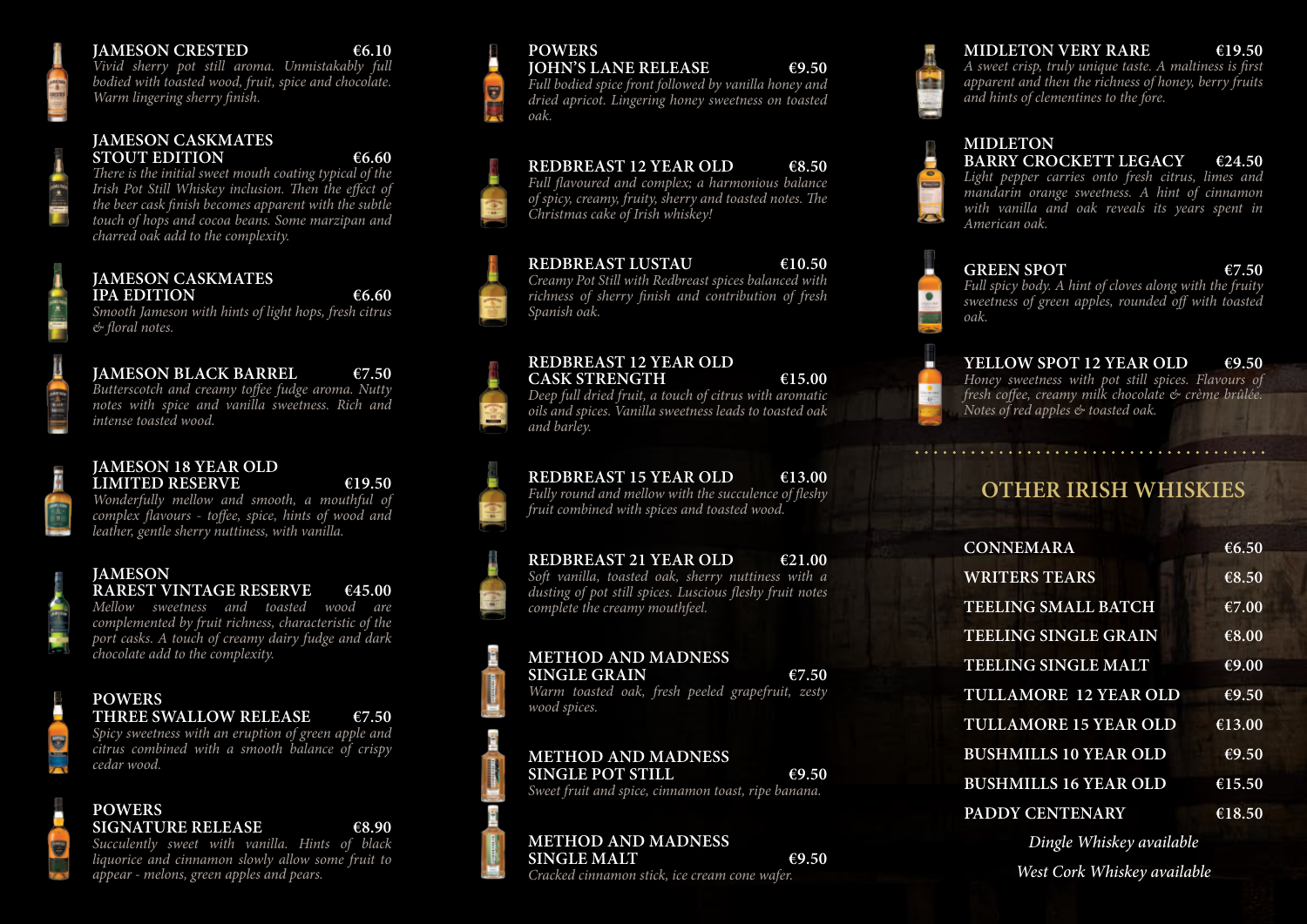**JAMESON CRESTED** €6.10

*Vivid sherry pot still aroma. Unmistakably full bodied with toasted wood, fruit, spice and chocolate. Warm lingering sherry finish.*

**JAMESON CASKMATES STOUT EDITION** €6.60

*There is the initial sweet mouth coating typical of the Irish Pot Still Whiskey inclusion. Then the effect of the beer cask finish becomes apparent with the subtle touch of hops and cocoa beans. Some marzipan and charred oak add to the complexity.*

**JAMESON CASKMATES IPA EDITION** €6.60

*Smooth Jameson with hints of light hops, fresh citrus & floral notes.*

**JAMESON BLACK BARREL** €7.50

*Butterscotch and creamy toffee fudge aroma. Nutty notes with spice and vanilla sweetness. Rich and intense toasted wood.*

**JAMESON 18 YEAR OLD LIMITED RESERVE** €19.50

*Wonderfully mellow and smooth, a mouthful of complex flavours - toffee, spice, hints of wood and leather, gentle sherry nuttiness, with vanilla.*

**JAMESON RAREST VINTAGE RESERVE** €45.00

*Mellow sweetness and toasted wood are complemented by fruit richness, characteristic of the port casks. A touch of creamy dairy fudge and dark chocolate add to the complexity.*

**POWERS THREE SWALLOW RELEASE** €7.50

*Spicy sweetness with an eruption of green apple and citrus combined with a smooth balance of crispy cedar wood.*

**POWERS SIGNATURE RELEASE** €8.90

*Succulently sweet with vanilla. Hints of black liquorice and cinnamon slowly allow some fruit to appear - melons, green apples and pears.*

**POWERS JOHN'S LANE RELEASE** €9.50

*Full bodied spice front followed by vanilla honey and dried apricot. Lingering honey sweetness on toasted oak.*

**REDBREAST 12 YEAR OLD** €8.50

*Full flavoured and complex; a harmonious balance of spicy, creamy, fruity, sherry and toasted notes. The Christmas cake of Irish whiskey!*

**REDBREAST LUSTAU** €10.50

*Creamy Pot Still with Redbreast spices balanced with richness of sherry finish and contribution of fresh Spanish oak.*

**REDBREAST 12 YEAR OLD CASK STRENGTH** €15.00

*Deep full dried fruit, a touch of citrus with aromatic oils and spices. Vanilla sweetness leads to toasted oak and barley.*

**REDBREAST 15 YEAR OLD** €13.00

*Fully round and mellow with the succulence of fleshy fruit combined with spices and toasted wood.*

**REDBREAST 21 YEAR OLD** €21.00

*Soft vanilla, toasted oak, sherry nuttiness with a dusting of pot still spices. Luscious fleshy fruit notes complete the creamy mouthfeel.*

**METHOD AND MADNESS SINGLE GRAIN** €7.50

*Warm toasted oak, fresh peeled grapefruit, zesty wood spices.*

**METHOD AND MADNESS SINGLE POT STILL** €9.50

*Sweet fruit and spice, cinnamon toast, ripe banana.*

**METHOD AND MADNESS SINGLE MALT** €9.50

*Cracked cinnamon stick, ice cream cone wafer.*

**MIDLETON VERY RARE** €19.50

*A sweet crisp, truly unique taste. A maltiness is first apparent and then the richness of honey, berry fruits and hints of clementines to the fore.*

**MIDLETON BARRY CROCKETT LEGACY** €24.50

*Light pepper carries onto fresh citrus, limes and mandarin orange sweetness. A hint of cinnamon with vanilla and oak reveals its years spent in American oak.*

**GREEN SPOT** €7.50

*Full spicy body. A hint of cloves along with the fruity sweetness of green apples, rounded off with toasted oak.*

**YELLOW SPOT 12 YEAR OLD** €9.50

*Honey sweetness with pot still spices. Flavours of fresh coffee, creamy milk chocolate & crème brûlée. Notes of red apples & toasted oak.*

## OTHER IRISH WHISKIES

| | |
|---|---|
| CONNEMARA | €6.50 |
| WRITERS TEARS | €8.50 |
| TEELING SMALL BATCH | €7.00 |
| TEELING SINGLE GRAIN | €8.00 |
| TEELING SINGLE MALT | €9.00 |
| TULLAMORE 12 YEAR OLD | €9.50 |
| TULLAMORE 15 YEAR OLD | €13.00 |
| BUSHMILLS 10 YEAR OLD | €9.50 |
| BUSHMILLS 16 YEAR OLD | €15.50 |
| PADDY CENTENARY | €18.50 |

*Dingle Whiskey available*

*West Cork Whiskey available*